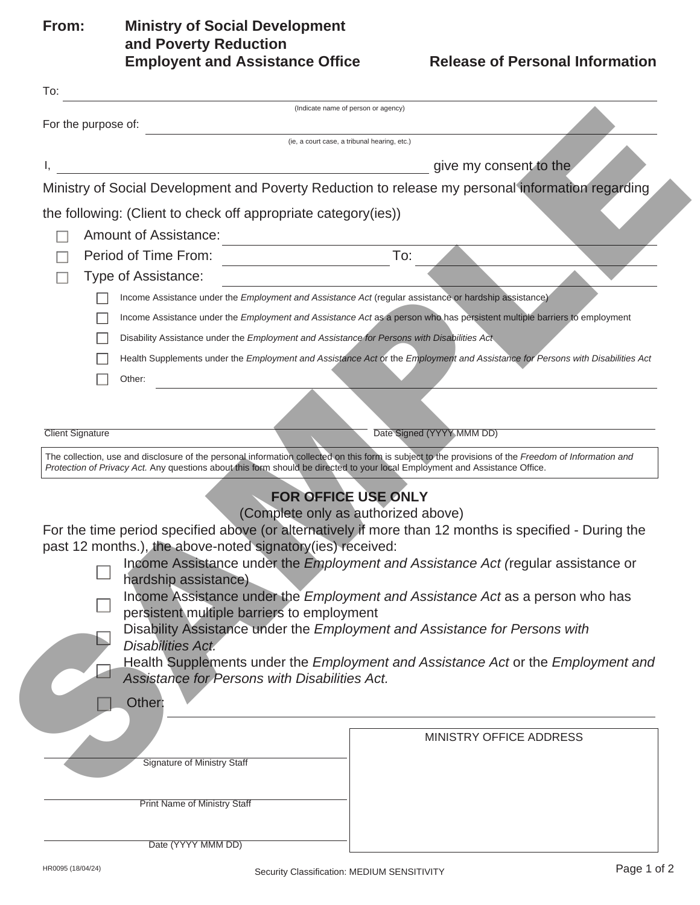**From:** **Ministry of Social Development and Poverty Reduction Employent and Assistance Office**

# Release of Personal Information

To: ______________________________________________
(Indicate name of person or agency)

For the purpose of: ______________________________________________
(ie, a court case, a tribunal hearing, etc.)

I, ______________________________ give my consent to the Ministry of Social Development and Poverty Reduction to release my personal information regarding the following: (Client to check off appropriate category(ies))

- ☐ Amount of Assistance: ______________________________
- ☐ Period of Time From: ____________________ To: ____________________
- ☐ Type of Assistance: ______________________________
  - ☐ Income Assistance under the *Employment and Assistance Act* (regular assistance or hardship assistance)
  - ☐ Income Assistance under the *Employment and Assistance Act* as a person who has persistent multiple barriers to employment
  - ☐ Disability Assistance under the *Employment and Assistance for Persons with Disabilities Act*
  - ☐ Health Supplements under the *Employment and Assistance Act* or the *Employment and Assistance for Persons with Disabilities Act*
  - ☐ Other: ______________________________

______________________________ Client Signature

______________________________ Date Signed (YYYY MMM DD)

The collection, use and disclosure of the personal information collected on this form is subject to the provisions of the *Freedom of Information and Protection of Privacy Act.* Any questions about this form should be directed to your local Employment and Assistance Office.

## FOR OFFICE USE ONLY

(Complete only as authorized above)

For the time period specified above (or alternatively if more than 12 months is specified - During the past 12 months.), the above-noted signatory(ies) received:

- ☐ Income Assistance under the *Employment and Assistance Act (*regular assistance or hardship assistance)
- ☐ Income Assistance under the *Employment and Assistance Act* as a person who has persistent multiple barriers to employment
- ☐ Disability Assistance under the *Employment and Assistance for Persons with Disabilities Act.*
- ☐ Health Supplements under the *Employment and Assistance Act* or the *Employment and Assistance for Persons with Disabilities Act.*
- ☐ Other: ______________________________

______________________________ Signature of Ministry Staff

______________________________ Print Name of Ministry Staff

______________________________ Date (YYYY MMM DD)

MINISTRY OFFICE ADDRESS

HR0095 (18/04/24)

Security Classification: MEDIUM SENSITIVITY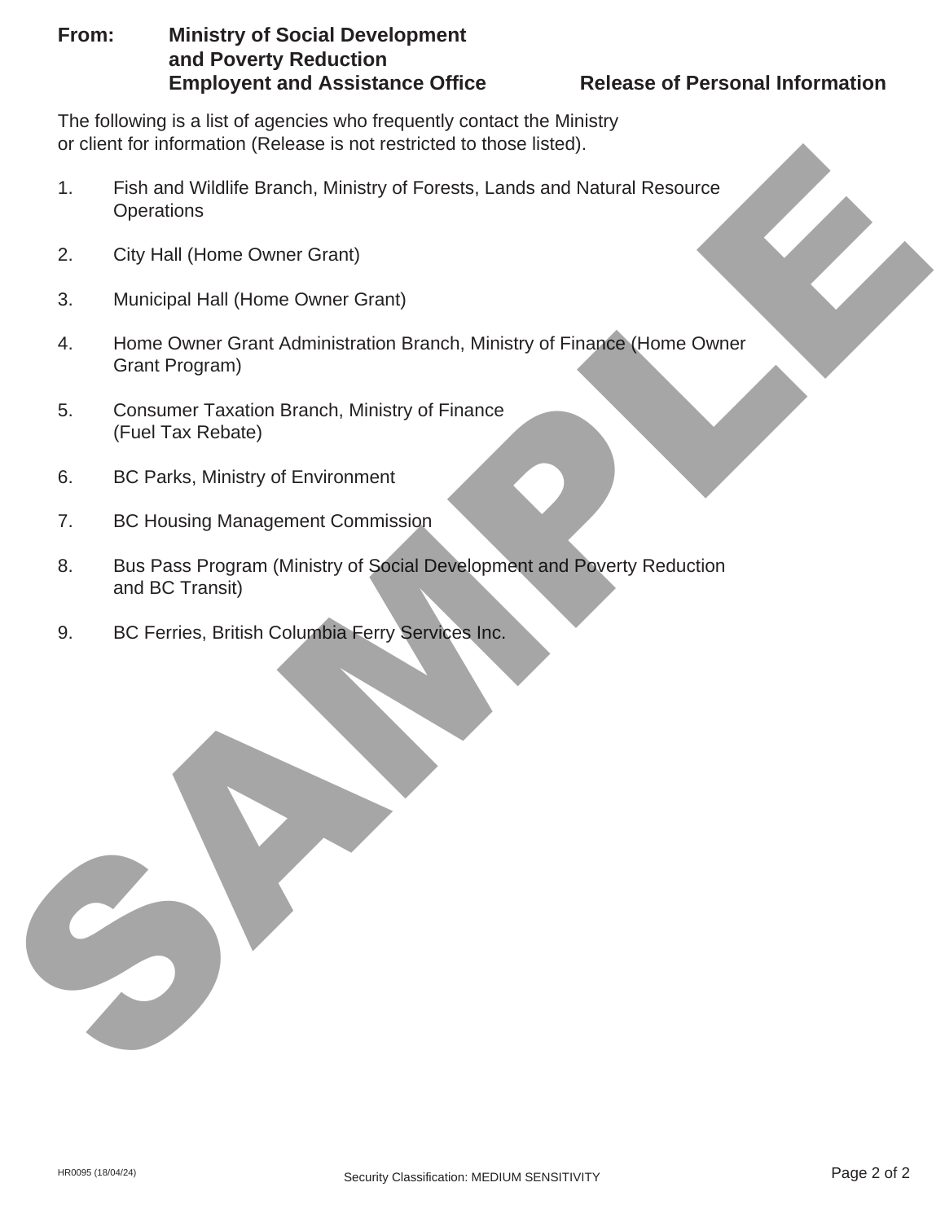**From:** **Ministry of Social Development and Poverty Reduction Employent and Assistance Office**

**Release of Personal Information**

The following is a list of agencies who frequently contact the Ministry or client for information (Release is not restricted to those listed).

1. Fish and Wildlife Branch, Ministry of Forests, Lands and Natural Resource Operations

2. City Hall (Home Owner Grant)

3. Municipal Hall (Home Owner Grant)

4. Home Owner Grant Administration Branch, Ministry of Finance (Home Owner Grant Program)

5. Consumer Taxation Branch, Ministry of Finance (Fuel Tax Rebate)

6. BC Parks, Ministry of Environment

7. BC Housing Management Commission

8. Bus Pass Program (Ministry of Social Development and Poverty Reduction and BC Transit)

9. BC Ferries, British Columbia Ferry Services Inc.

SAMPLE

HR0095 (18/04/24)

Security Classification: MEDIUM SENSITIVITY